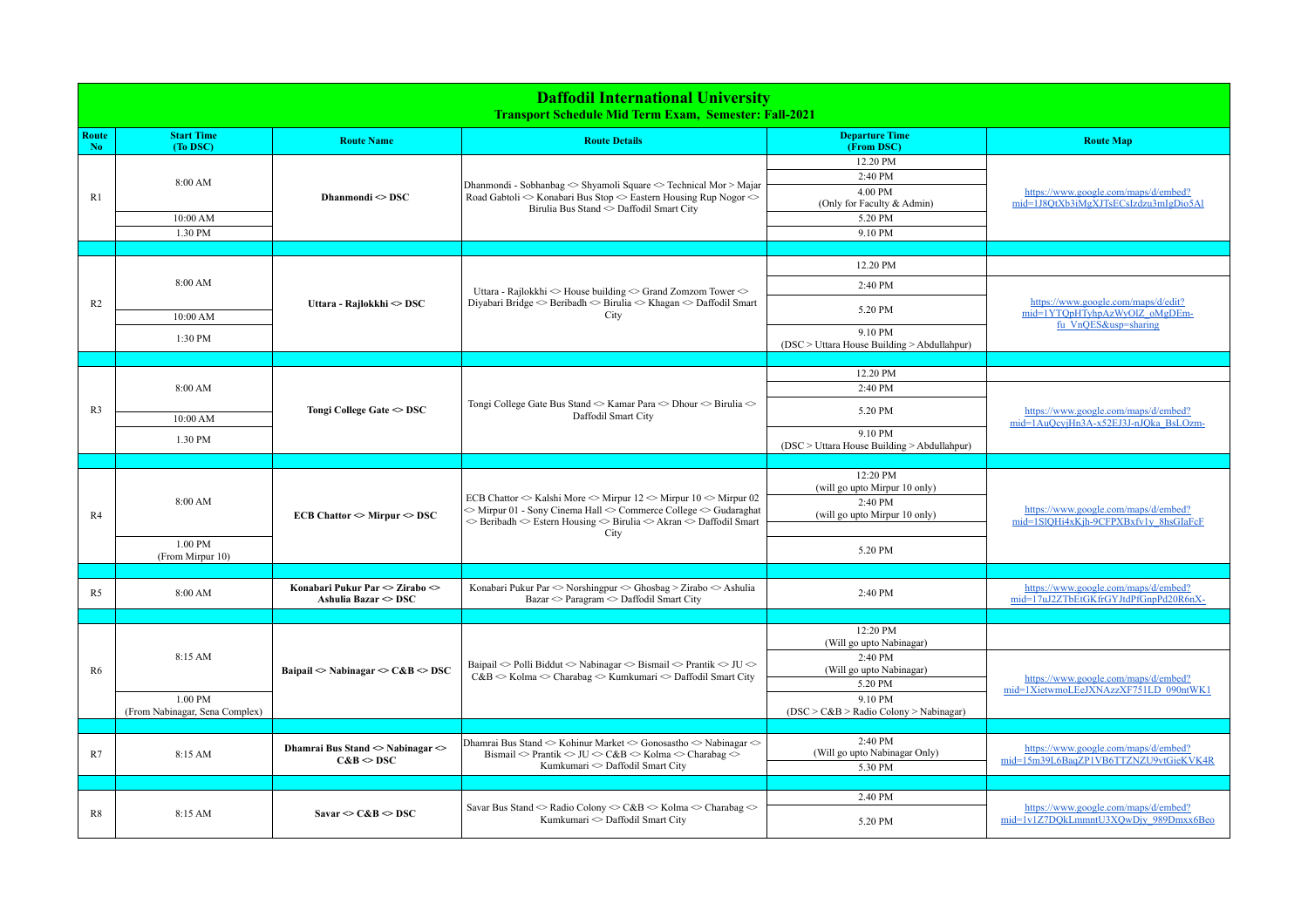# Daffodil International University

## Transport Schedule Mid Term Exam, Semester: Fall-2021

| Route No | Start Time (To DSC) | Route Name | Route Details | Departure Time (From DSC) | Route Map |
|---|---|---|---|---|---|
| R1 | 8:00 AM<br>10:00 AM<br>1.30 PM | Dhanmondi <> DSC | Dhanmondi - Sobhanbag <> Shyamoli Square <> Technical Mor > Majar Road Gabtoli <> Konabari Bus Stop <> Eastern Housing Rup Nogor <> Birulia Bus Stand <> Daffodil Smart City | 12.20 PM<br>2:40 PM<br>4.00 PM (Only for Faculty & Admin)<br>5.20 PM<br>9.10 PM | https://www.google.com/maps/d/embed?mid=1J8QtXb3iMgXJTsECsIzdzu3mIgDio5Al |
| | | | | | |
| R2 | 8:00 AM<br>10:00 AM<br>1:30 PM | Uttara - Rajlokkhi <> DSC | Uttara - Rajlokkhi <> House building <> Grand Zomzom Tower <> Diyabari Bridge <> Beribadh <> Birulia <> Khagan <> Daffodil Smart City | 12.20 PM<br>2:40 PM<br>5.20 PM<br>9.10 PM (DSC > Uttara House Building > Abdullahpur) | https://www.google.com/maps/d/edit?mid=1YTQpHTyhpAzWyOlZ_oMgDEm-fu_VnQES&usp=sharing |
| | | | | | |
| R3 | 8:00 AM<br>10:00 AM<br>1.30 PM | Tongi College Gate <> DSC | Tongi College Gate Bus Stand <> Kamar Para <> Dhour <> Birulia <> Daffodil Smart City | 12.20 PM<br>2:40 PM<br>5.20 PM<br>9.10 PM (DSC > Uttara House Building > Abdullahpur) | https://www.google.com/maps/d/embed?mid=1AuQcvjHn3A-x52EJ3J-nJQka_BsLOzm- |
| | | | | | |
| R4 | 8:00 AM<br>1.00 PM (From Mirpur 10) | ECB Chattor <> Mirpur <> DSC | ECB Chattor <> Kalshi More <> Mirpur 12 <> Mirpur 10 <> Mirpur 02 <> Mirpur 01 - Sony Cinema Hall <> Commerce College <> Gudaraghat <> Beribadh <> Estern Housing <> Birulia <> Akran <> Daffodil Smart City | 12:20 PM (will go upto Mirpur 10 only)<br>2:40 PM (will go upto Mirpur 10 only)<br>5.20 PM | https://www.google.com/maps/d/embed?mid=1SlQHi4xKjh-9CFPXBxfv1y_8hsGIaFcF |
| | | | | | |
| R5 | 8:00 AM | Konabari Pukur Par <> Zirabo <> Ashulia Bazar <> DSC | Konabari Pukur Par <> Norshingpur <> Ghosbag > Zirabo <> Ashulia Bazar <> Paragram <> Daffodil Smart City | 2:40 PM | https://www.google.com/maps/d/embed?mid=17uJ2ZTbEtGKfrGYJtdPfGnpPd20R6nX- |
| | | | | | |
| R6 | 8:15 AM<br>1.00 PM (From Nabinagar, Sena Complex) | Baipail <> Nabinagar <> C&B <> DSC | Baipail <> Polli Biddut <> Nabinagar <> Bismail <> Prantik <> JU <> C&B <> Kolma <> Charabag <> Kumkumari <> Daffodil Smart City | 12:20 PM (Will go upto Nabinagar)<br>2:40 PM (Will go upto Nabinagar)<br>5.20 PM<br>9.10 PM (DSC > C&B > Radio Colony > Nabinagar) | https://www.google.com/maps/d/embed?mid=1XietwmoLEeJXNAzzXF751LD_090ntWK1 |
| | | | | | |
| R7 | 8:15 AM | Dhamrai Bus Stand <> Nabinagar <> C&B <> DSC | Dhamrai Bus Stand <> Kohinur Market <> Gonosastho <> Nabinagar <> Bismail <> Prantik <> JU <> C&B <> Kolma <> Charabag <> Kumkumari <> Daffodil Smart City | 2:40 PM (Will go upto Nabinagar Only)<br>5.30 PM | https://www.google.com/maps/d/embed?mid=15m39L6BaqZP1VB6TTZNZU9vtGieKVK4R |
| | | | | | |
| R8 | 8:15 AM | Savar <> C&B <> DSC | Savar Bus Stand <> Radio Colony <> C&B <> Kolma <> Charabag <> Kumkumari <> Daffodil Smart City | 2.40 PM<br>5.20 PM | https://www.google.com/maps/d/embed?mid=1v1Z7DQkLmmntU3XQwDjv_989Dmxx6Beo |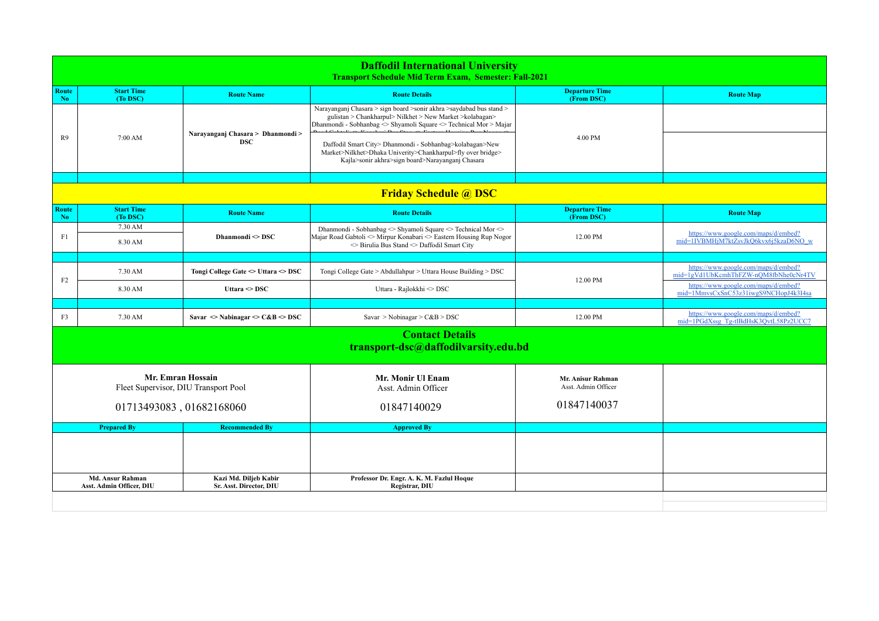# Daffodil International University

**Transport Schedule Mid Term Exam, Semester: Fall-2021**

| Route No | Start Time (To DSC) | Route Name | Route Details | Departure Time (From DSC) | Route Map |
|---|---|---|---|---|---|
| R9 | 7:00 AM | Narayanganj Chasara > Dhanmondi > DSC | Narayanganj Chasara > sign board >sonir akhra >saydabad bus stand > gulistan > Chankharpul> Nilkhet > New Market >kolabagan> Dhanmondi - Sobhanbag <> Shyamoli Square <> Technical Mor <> Majar Road Gabtoli <> Konabari Bus Stop <> Eastern Housing Rup Nagar <> | 4.00 PM | |
| | | | Daffodil Smart City> Dhanmondi - Sobhanbag>kolabagan>New Market>Nilkhet>Dhaka Univerity>Chankharpul>fly over bridge> Kajla>sonir akhra>sign board>Narayanganj Chasara | | |

## Friday Schedule @ DSC

| Route No | Start Time (To DSC) | Route Name | Route Details | Departure Time (From DSC) | Route Map |
|---|---|---|---|---|---|
| F1 | 7.30 AM<br>8.30 AM | Dhanmondi <> DSC | Dhanmondi - Sobhanbag <> Shyamoli Square <> Technical Mor <> Majar Road Gabtoli <> Mirpur Konabari <> Eastern Housing Rup Nogor <> Birulia Bus Stand <> Daffodil Smart City | 12.00 PM | https://www.google.com/maps/d/embed?mid=1IVBMHjM7ktZsvJkQ6kvx6j5kzaD6NO_w |
| F2 | 7.30 AM | Tongi College Gate <> Uttara <> DSC | Tongi College Gate > Abdullahpur > Uttara House Building > DSC | 12.00 PM | https://www.google.com/maps/d/embed?mid=1gVd1UbKcmhThFZW-nQM8fbNhe0cNr4TV |
| | 8.30 AM | Uttara <> DSC | Uttara - Rajlokkhi <> DSC | | https://www.google.com/maps/d/embed?mid=1MmvsCxSnC53z31iwgS9NCHopJ4k3I4sa |
| F3 | 7.30 AM | Savar <> Nabinagar <> C&B <> DSC | Savar > Nobinagar > C&B > DSC | 12.00 PM | https://www.google.com/maps/d/embed?mid=1PGdXssg_Tg-tlBdHsK3QvtL58Pz2UCC7 |

## Contact Details

**transport-dsc@daffodilvarsity.edu.bd**

**Mr. Emran Hossain**
Fleet Supervisor, DIU Transport Pool
01713493083 , 01682168060

**Mr. Monir Ul Enam**
Asst. Admin Officer
01847140029

**Mr. Anisur Rahman**
Asst. Admin Officer
01847140037

| Prepared By | Recommended By | Approved By |
|---|---|---|
| **Md. Ansur Rahman**<br>**Asst. Admin Officer, DIU** | **Kazi Md. Diljeb Kabir**<br>**Sr. Asst. Director, DIU** | **Professor Dr. Engr. A. K. M. Fazlul Hoque**<br>**Registrar, DIU** |